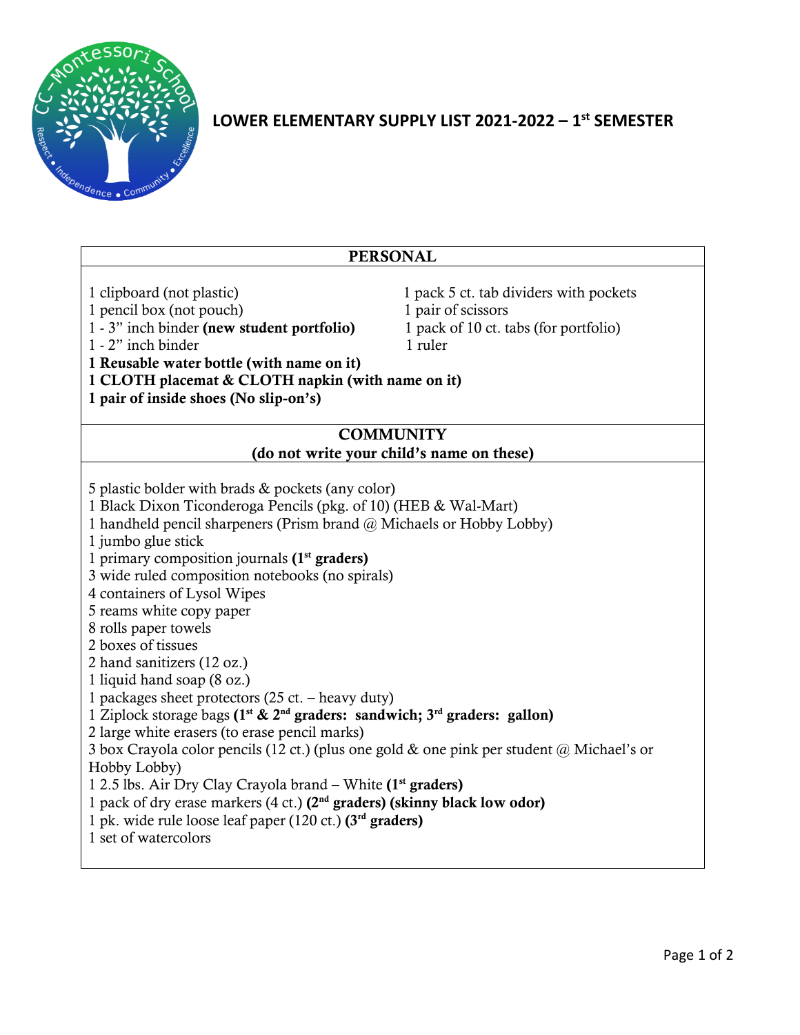# LOWER ELEMENTARY SUPPLY LIST 2021-2022 – 1st SEMESTER

## PERSONAL

1 clipboard (not plastic)
1 pencil box (not pouch)
1 - 3" inch binder **(new student portfolio)**
1 - 2" inch binder
1 pack 5 ct. tab dividers with pockets
1 pair of scissors
1 pack of 10 ct. tabs (for portfolio)
1 ruler
**1 Reusable water bottle (with name on it)**
**1 CLOTH placemat & CLOTH napkin (with name on it)**
**1 pair of inside shoes (No slip-on's)**

## COMMUNITY
## (do not write your child's name on these)

5 plastic bolder with brads & pockets (any color)
1 Black Dixon Ticonderoga Pencils (pkg. of 10) (HEB & Wal-Mart)
1 handheld pencil sharpeners (Prism brand @ Michaels or Hobby Lobby)
1 jumbo glue stick
1 primary composition journals **(1st graders)**
3 wide ruled composition notebooks (no spirals)
4 containers of Lysol Wipes
5 reams white copy paper
8 rolls paper towels
2 boxes of tissues
2 hand sanitizers (12 oz.)
1 liquid hand soap (8 oz.)
1 packages sheet protectors (25 ct. – heavy duty)
1 Ziplock storage bags **(1st & 2nd graders: sandwich; 3rd graders: gallon)**
2 large white erasers (to erase pencil marks)
3 box Crayola color pencils (12 ct.) (plus one gold & one pink per student @ Michael's or Hobby Lobby)
1 2.5 lbs. Air Dry Clay Crayola brand – White **(1st graders)**
1 pack of dry erase markers (4 ct.) **(2nd graders) (skinny black low odor)**
1 pk. wide rule loose leaf paper (120 ct.) **(3rd graders)**
1 set of watercolors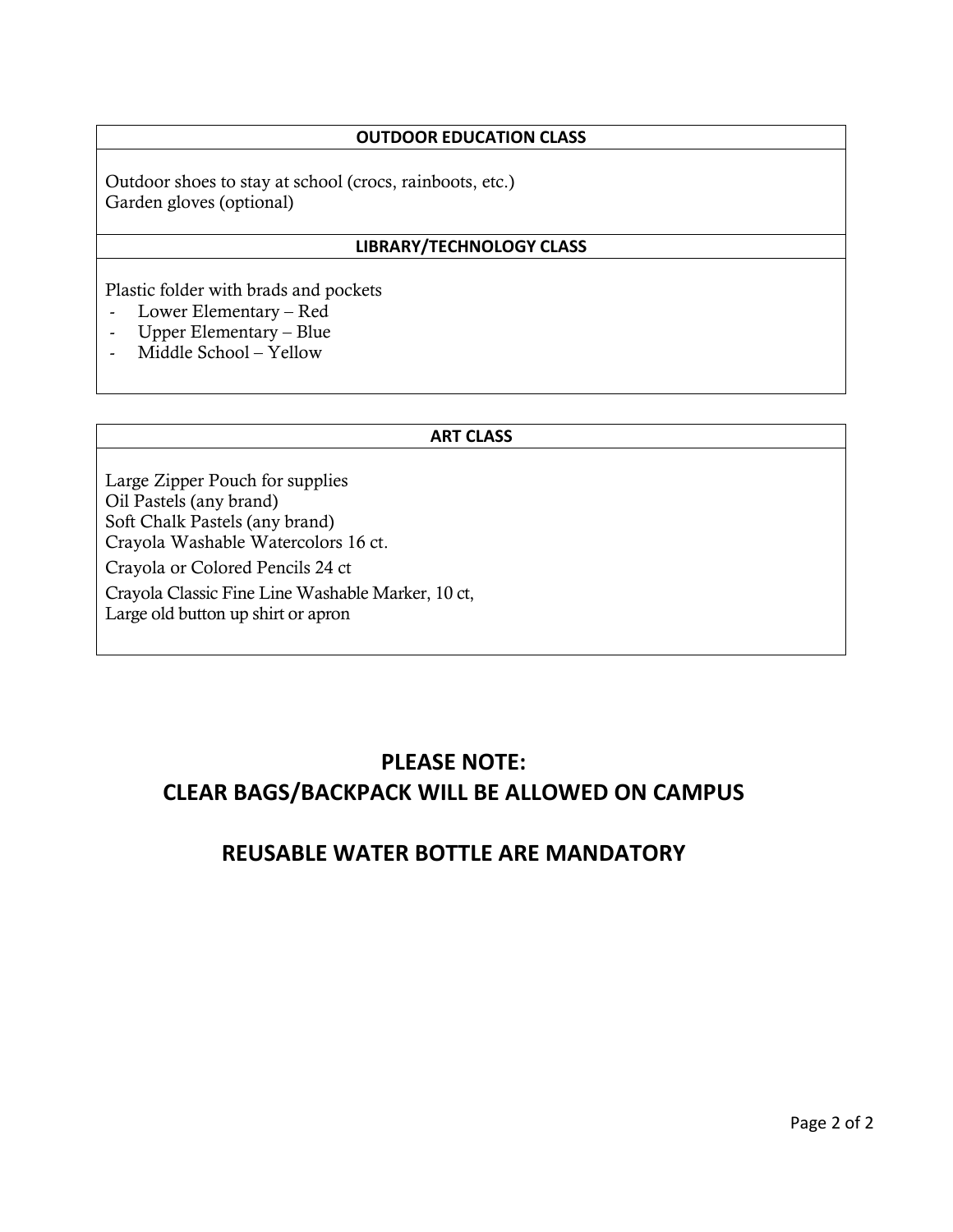## OUTDOOR EDUCATION CLASS

Outdoor shoes to stay at school (crocs, rainboots, etc.)
Garden gloves (optional)

## LIBRARY/TECHNOLOGY CLASS

Plastic folder with brads and pockets

- Lower Elementary – Red
- Upper Elementary – Blue
- Middle School – Yellow

## ART CLASS

Large Zipper Pouch for supplies
Oil Pastels (any brand)
Soft Chalk Pastels (any brand)
Crayola Washable Watercolors 16 ct.

Crayola or Colored Pencils 24 ct

Crayola Classic Fine Line Washable Marker, 10 ct,
Large old button up shirt or apron

## PLEASE NOTE:
## CLEAR BAGS/BACKPACK WILL BE ALLOWED ON CAMPUS

## REUSABLE WATER BOTTLE ARE MANDATORY